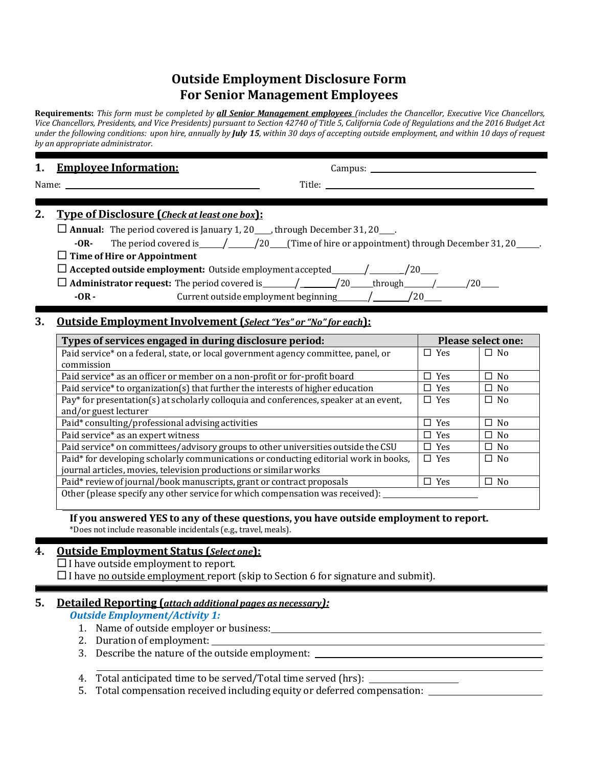# Outside Employment Disclosure Form
# For Senior Management Employees

**Requirements:** *This form must be completed by* ***all Senior Management employees*** *(includes the Chancellor, Executive Vice Chancellors, Vice Chancellors, Presidents, and Vice Presidents) pursuant to Section 42740 of Title 5, California Code of Regulations and the 2016 Budget Act under the following conditions: upon hire, annually by* ***July 15****, within 30 days of accepting outside employment, and within 10 days of request by an appropriate administrator.*

## 1. Employee Information:

Campus: ______________________________

Name: ______________________________ Title: ______________________________

## 2. Type of Disclosure (*Check at least one box*):

☐ **Annual:** The period covered is January 1, 20____, through December 31, 20____.

**-OR-** The period covered is_____/_____/20____(Time of hire or appointment) through December 31, 20_____.

☐ **Time of Hire or Appointment**

☐ **Accepted outside employment:** Outside employment accepted_______/_______/20____

☐ **Administrator request:** The period covered is_______/_______/20____through______/_______/20____

**-OR -** Current outside employment beginning_______/_______/20____

## 3. Outside Employment Involvement (*Select "Yes" or "No" for each*):

| Types of services engaged in during disclosure period: | Please select one: | |
|---|---|---|
| Paid service* on a federal, state, or local government agency committee, panel, or commission | ☐ Yes | ☐ No |
| Paid service* as an officer or member on a non-profit or for-profit board | ☐ Yes | ☐ No |
| Paid service* to organization(s) that further the interests of higher education | ☐ Yes | ☐ No |
| Pay* for presentation(s) at scholarly colloquia and conferences, speaker at an event, and/or guest lecturer | ☐ Yes | ☐ No |
| Paid* consulting/professional advising activities | ☐ Yes | ☐ No |
| Paid service* as an expert witness | ☐ Yes | ☐ No |
| Paid service* on committees/advisory groups to other universities outside the CSU | ☐ Yes | ☐ No |
| Paid* for developing scholarly communications or conducting editorial work in books, journal articles, movies, television productions or similar works | ☐ Yes | ☐ No |
| Paid* review of journal/book manuscripts, grant or contract proposals | ☐ Yes | ☐ No |
| Other (please specify any other service for which compensation was received): ______________________ | | |

**If you answered YES to any of these questions, you have outside employment to report.**

*Does not include reasonable incidentals (e.g., travel, meals).

## 4. Outside Employment Status (*Select one*):

☐ I have outside employment to report.

☐ I have no outside employment report (skip to Section 6 for signature and submit).

## 5. Detailed Reporting (*attach additional pages as necessary*):

***Outside Employment/Activity 1:***

1. Name of outside employer or business: ______________________________
2. Duration of employment: ______________________________
3. Describe the nature of the outside employment: ______________________________
4. Total anticipated time to be served/Total time served (hrs): ______________
5. Total compensation received including equity or deferred compensation: ______________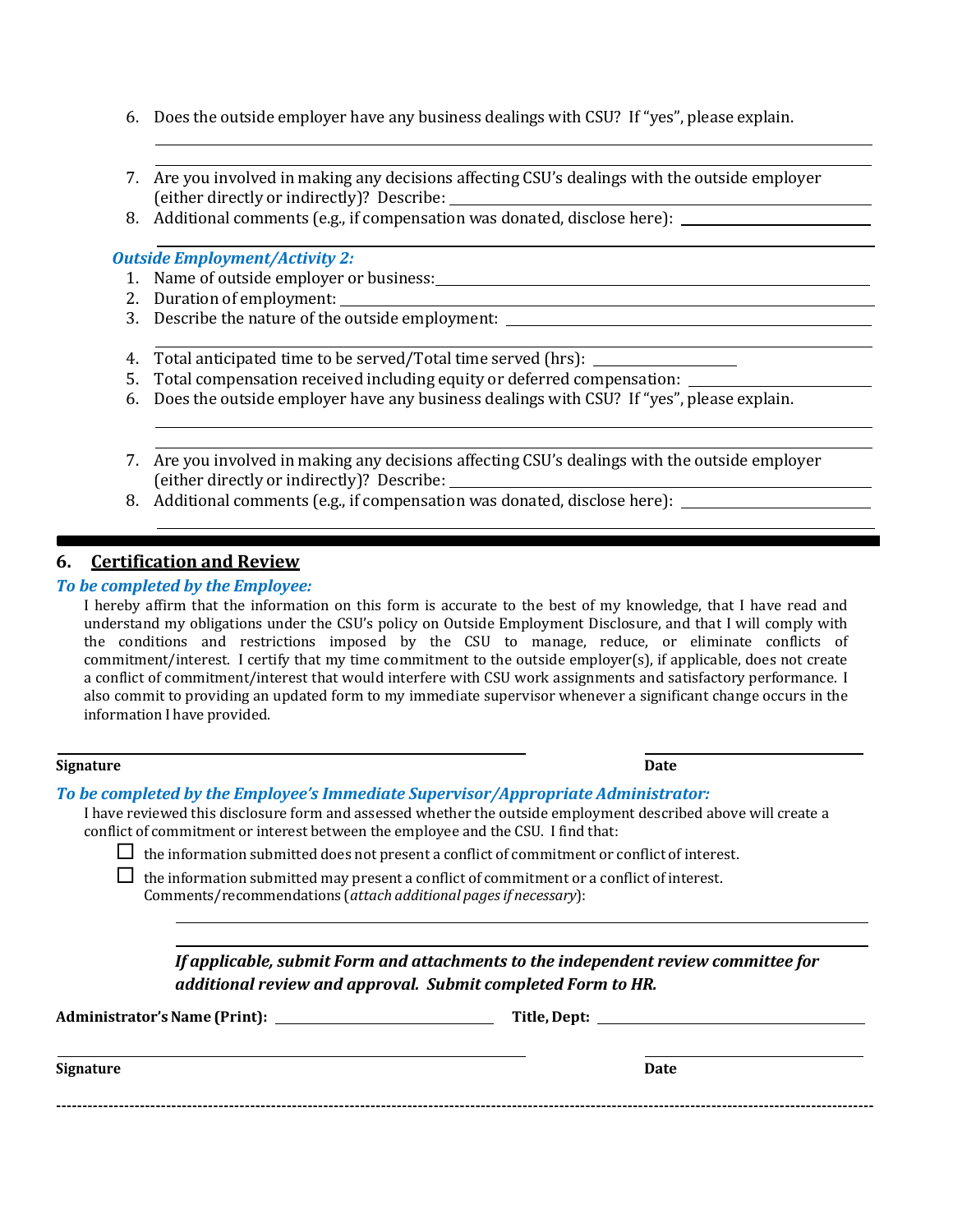6. Does the outside employer have any business dealings with CSU? If "yes", please explain.

7. Are you involved in making any decisions affecting CSU's dealings with the outside employer (either directly or indirectly)? Describe:
8. Additional comments (e.g., if compensation was donated, disclose here):

***Outside Employment/Activity 2:***

1. Name of outside employer or business:
2. Duration of employment:
3. Describe the nature of the outside employment:
4. Total anticipated time to be served/Total time served (hrs):
5. Total compensation received including equity or deferred compensation:
6. Does the outside employer have any business dealings with CSU? If "yes", please explain.
7. Are you involved in making any decisions affecting CSU's dealings with the outside employer (either directly or indirectly)? Describe:
8. Additional comments (e.g., if compensation was donated, disclose here):

## 6. Certification and Review

***To be completed by the Employee:***

I hereby affirm that the information on this form is accurate to the best of my knowledge, that I have read and understand my obligations under the CSU's policy on Outside Employment Disclosure, and that I will comply with the conditions and restrictions imposed by the CSU to manage, reduce, or eliminate conflicts of commitment/interest. I certify that my time commitment to the outside employer(s), if applicable, does not create a conflict of commitment/interest that would interfere with CSU work assignments and satisfactory performance. I also commit to providing an updated form to my immediate supervisor whenever a significant change occurs in the information I have provided.

**Signature** **Date**

***To be completed by the Employee's Immediate Supervisor/Appropriate Administrator:***

I have reviewed this disclosure form and assessed whether the outside employment described above will create a conflict of commitment or interest between the employee and the CSU. I find that:

☐ the information submitted does not present a conflict of commitment or conflict of interest.

☐ the information submitted may present a conflict of commitment or a conflict of interest.
Comments/recommendations (*attach additional pages if necessary*):

***If applicable, submit Form and attachments to the independent review committee for additional review and approval. Submit completed Form to HR.***

**Administrator's Name (Print):** **Title, Dept:**

**Signature** **Date**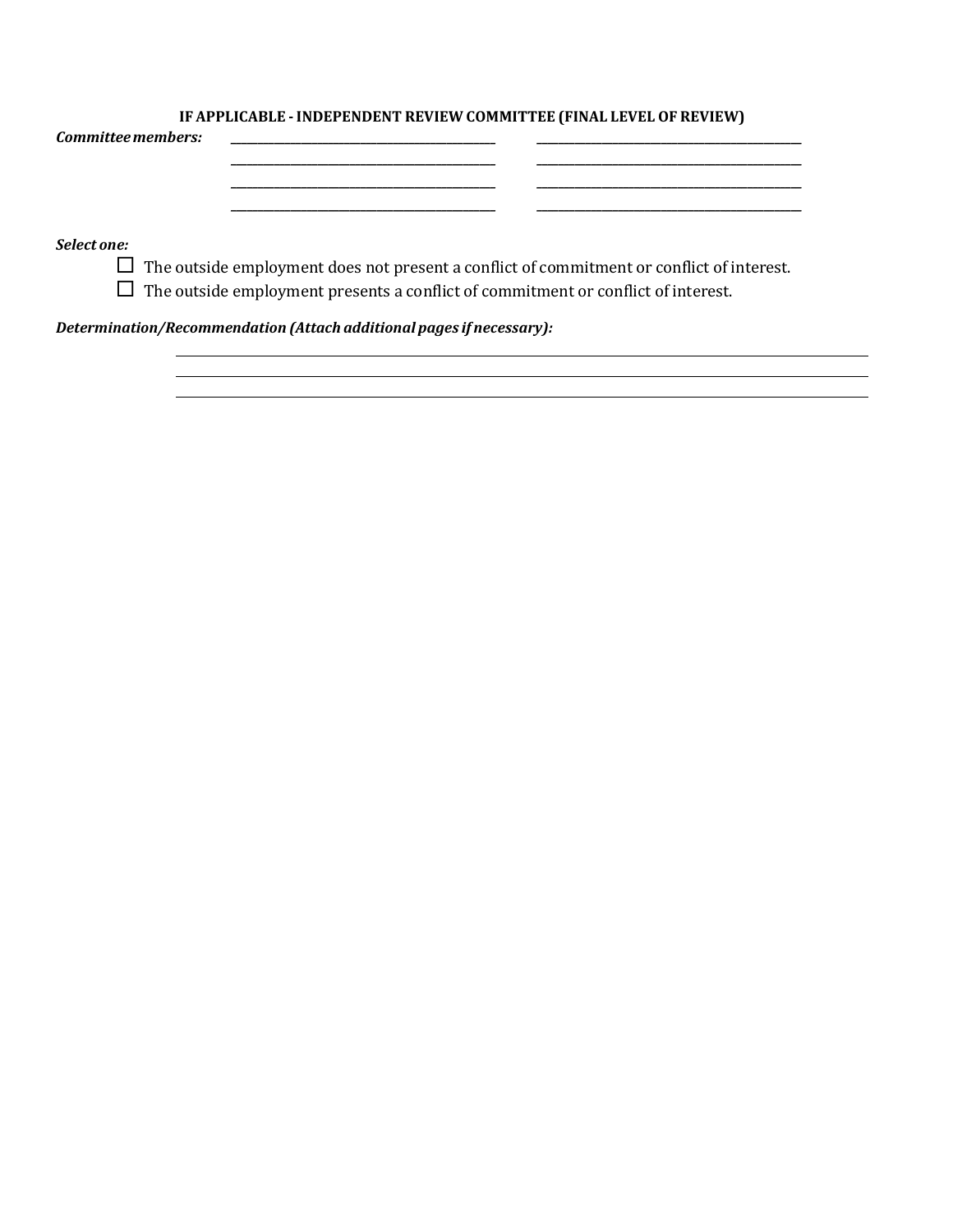**IF APPLICABLE - INDEPENDENT REVIEW COMMITTEE (FINAL LEVEL OF REVIEW)**

***Committee members:***

| | |
|---|---|
| ______________________________ | ______________________________ |
| ______________________________ | ______________________________ |
| ______________________________ | ______________________________ |
| ______________________________ | ______________________________ |

***Select one:***

- ☐ The outside employment does not present a conflict of commitment or conflict of interest.
- ☐ The outside employment presents a conflict of commitment or conflict of interest.

***Determination/Recommendation (Attach additional pages if necessary):***

______________________________________________________________________________

______________________________________________________________________________

______________________________________________________________________________